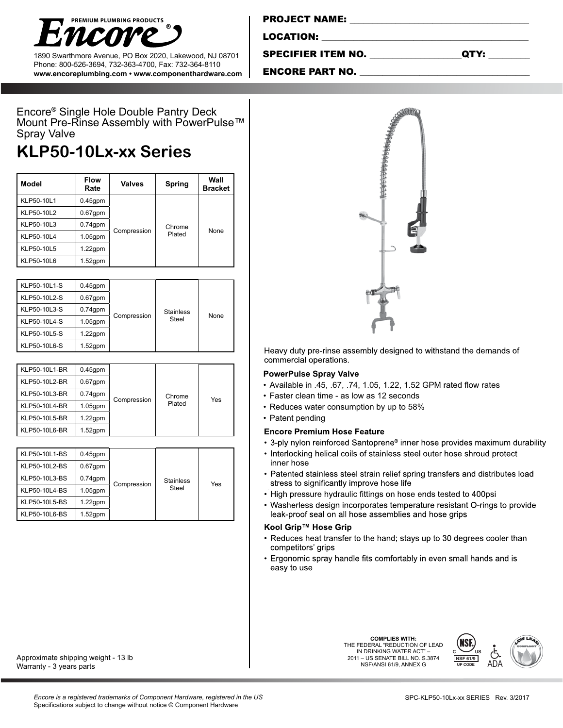**Encore®** PREMIUM PLUMBING PRODUCTS

1890 Swarthmore Avenue, PO Box 2020, Lakewood, NJ 08701
Phone: 800-526-3694, 732-363-4700, Fax: 732-364-8110
**www.encoreplumbing.com • www.componenthardware.com**

**PROJECT NAME:** ______________________

**LOCATION:** ______________________

**SPECIFIER ITEM NO.** ____________ **QTY:** ________

**ENCORE PART NO.** ______________________

Encore® Single Hole Double Pantry Deck Mount Pre-Rinse Assembly with PowerPulse™ Spray Valve

# KLP50-10Lx-xx Series

| Model | Flow Rate | Valves | Spring | Wall Bracket |
|---|---|---|---|---|
| KLP50-10L1 | 0.45gpm | Compression | Chrome Plated | None |
| KLP50-10L2 | 0.67gpm | Compression | Chrome Plated | None |
| KLP50-10L3 | 0.74gpm | Compression | Chrome Plated | None |
| KLP50-10L4 | 1.05gpm | Compression | Chrome Plated | None |
| KLP50-10L5 | 1.22gpm | Compression | Chrome Plated | None |
| KLP50-10L6 | 1.52gpm | Compression | Chrome Plated | None |
| KLP50-10L1-S | 0.45gpm | Compression | Stainless Steel | None |
| KLP50-10L2-S | 0.67gpm | Compression | Stainless Steel | None |
| KLP50-10L3-S | 0.74gpm | Compression | Stainless Steel | None |
| KLP50-10L4-S | 1.05gpm | Compression | Stainless Steel | None |
| KLP50-10L5-S | 1.22gpm | Compression | Stainless Steel | None |
| KLP50-10L6-S | 1.52gpm | Compression | Stainless Steel | None |
| KLP50-10L1-BR | 0.45gpm | Compression | Chrome Plated | Yes |
| KLP50-10L2-BR | 0.67gpm | Compression | Chrome Plated | Yes |
| KLP50-10L3-BR | 0.74gpm | Compression | Chrome Plated | Yes |
| KLP50-10L4-BR | 1.05gpm | Compression | Chrome Plated | Yes |
| KLP50-10L5-BR | 1.22gpm | Compression | Chrome Plated | Yes |
| KLP50-10L6-BR | 1.52gpm | Compression | Chrome Plated | Yes |
| KLP50-10L1-BS | 0.45gpm | Compression | Stainless Steel | Yes |
| KLP50-10L2-BS | 0.67gpm | Compression | Stainless Steel | Yes |
| KLP50-10L3-BS | 0.74gpm | Compression | Stainless Steel | Yes |
| KLP50-10L4-BS | 1.05gpm | Compression | Stainless Steel | Yes |
| KLP50-10L5-BS | 1.22gpm | Compression | Stainless Steel | Yes |
| KLP50-10L6-BS | 1.52gpm | Compression | Stainless Steel | Yes |

Heavy duty pre-rinse assembly designed to withstand the demands of commercial operations.

### PowerPulse Spray Valve

- Available in .45, .67, .74, 1.05, 1.22, 1.52 GPM rated flow rates
- Faster clean time - as low as 12 seconds
- Reduces water consumption by up to 58%
- Patent pending

### Encore Premium Hose Feature

- 3-ply nylon reinforced Santoprene® inner hose provides maximum durability
- Interlocking helical coils of stainless steel outer hose shroud protect inner hose
- Patented stainless steel strain relief spring transfers and distributes load stress to significantly improve hose life
- High pressure hydraulic fittings on hose ends tested to 400psi
- Washerless design incorporates temperature resistant O-rings to provide leak-proof seal on all hose assemblies and hose grips

### Kool Grip™ Hose Grip

- Reduces heat transfer to the hand; stays up to 30 degrees cooler than competitors' grips
- Ergonomic spray handle fits comfortably in even small hands and is easy to use

Approximate shipping weight - 13 lb
Warranty - 3 years parts

**COMPLIES WITH:**
THE FEDERAL "REDUCTION OF LEAD IN DRINKING WATER ACT" – 2011 – US SENATE BILL NO. S.3874 NSF/ANSI 61/9, ANNEX G

NSF C US NSF 61/9 UP CODE — ADA — LOW LEAD COMPLIANT

*Encore is a registered trademarks of Component Hardware, registered in the US*
Specifications subject to change without notice © Component Hardware

SPC-KLP50-10Lx-xx SERIES Rev. 3/2017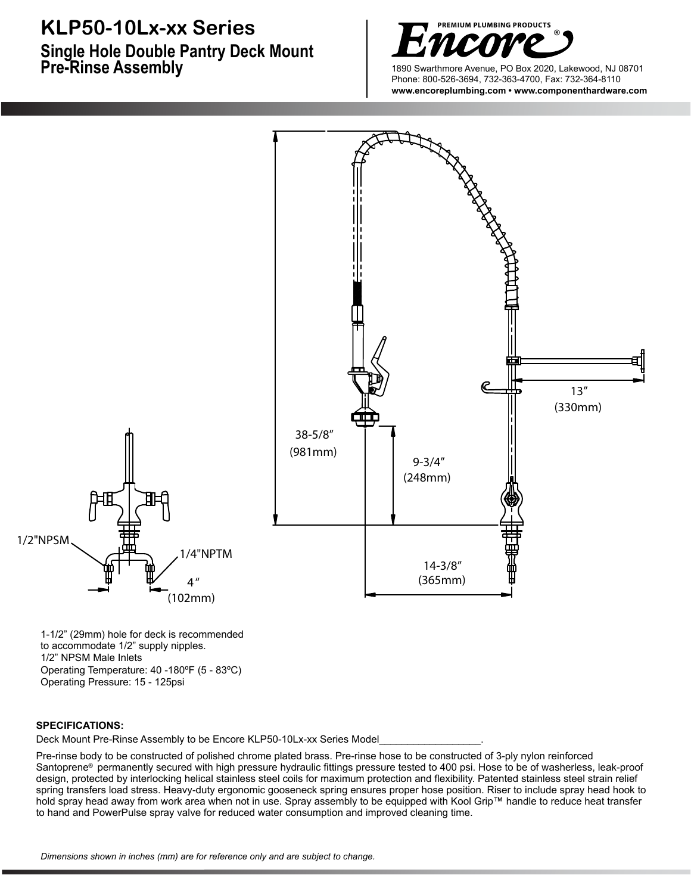# KLP50-10Lx-xx Series

## Single Hole Double Pantry Deck Mount Pre-Rinse Assembly

**Encore** PREMIUM PLUMBING PRODUCTS

1890 Swarthmore Avenue, PO Box 2020, Lakewood, NJ 08701
Phone: 800-526-3694, 732-363-4700, Fax: 732-364-8110
**www.encoreplumbing.com • www.componenthardware.com**

38-5/8″
(981mm)

9-3/4″
(248mm)

13″
(330mm)

14-3/8″
(365mm)

1/2"NPSM

1/4"NPTM

4″
(102mm)

1-1/2" (29mm) hole for deck is recommended to accommodate 1/2" supply nipples.
1/2" NPSM Male Inlets
Operating Temperature: 40 -180ºF (5 - 83ºC)
Operating Pressure: 15 - 125psi

**SPECIFICATIONS:**

Deck Mount Pre-Rinse Assembly to be Encore KLP50-10Lx-xx Series Model__________________.

Pre-rinse body to be constructed of polished chrome plated brass. Pre-rinse hose to be constructed of 3-ply nylon reinforced Santoprene® permanently secured with high pressure hydraulic fittings pressure tested to 400 psi. Hose to be of washerless, leak-proof design, protected by interlocking helical stainless steel coils for maximum protection and flexibility. Patented stainless steel strain relief spring transfers load stress. Heavy-duty ergonomic gooseneck spring ensures proper hose position. Riser to include spray head hook to hold spray head away from work area when not in use. Spray assembly to be equipped with Kool Grip™ handle to reduce heat transfer to hand and PowerPulse spray valve for reduced water consumption and improved cleaning time.

*Dimensions shown in inches (mm) are for reference only and are subject to change.*